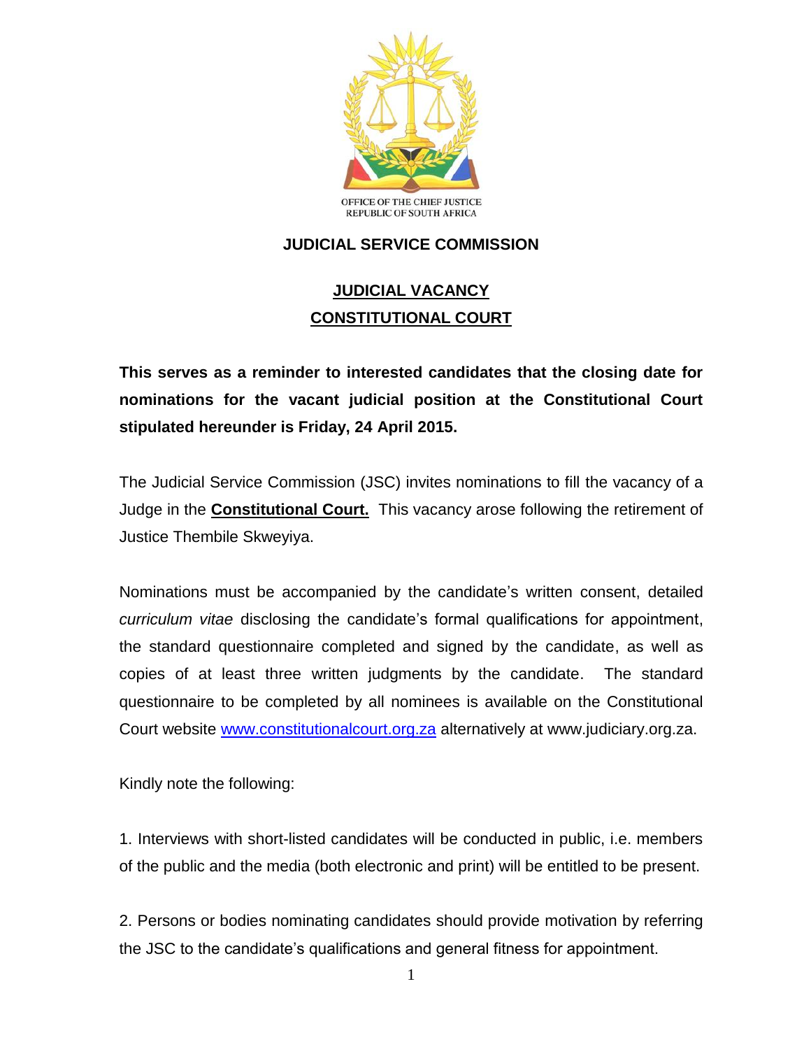OFFICE OF THE CHIEF JUSTICE
REPUBLIC OF SOUTH AFRICA

# JUDICIAL SERVICE COMMISSION

## JUDICIAL VACANCY
## CONSTITUTIONAL COURT

**This serves as a reminder to interested candidates that the closing date for nominations for the vacant judicial position at the Constitutional Court stipulated hereunder is Friday, 24 April 2015.**

The Judicial Service Commission (JSC) invites nominations to fill the vacancy of a Judge in the **Constitutional Court.** This vacancy arose following the retirement of Justice Thembile Skweyiya.

Nominations must be accompanied by the candidate's written consent, detailed *curriculum vitae* disclosing the candidate's formal qualifications for appointment, the standard questionnaire completed and signed by the candidate, as well as copies of at least three written judgments by the candidate. The standard questionnaire to be completed by all nominees is available on the Constitutional Court website www.constitutionalcourt.org.za alternatively at www.judiciary.org.za.

Kindly note the following:

1. Interviews with short-listed candidates will be conducted in public, i.e. members of the public and the media (both electronic and print) will be entitled to be present.

2. Persons or bodies nominating candidates should provide motivation by referring the JSC to the candidate's qualifications and general fitness for appointment.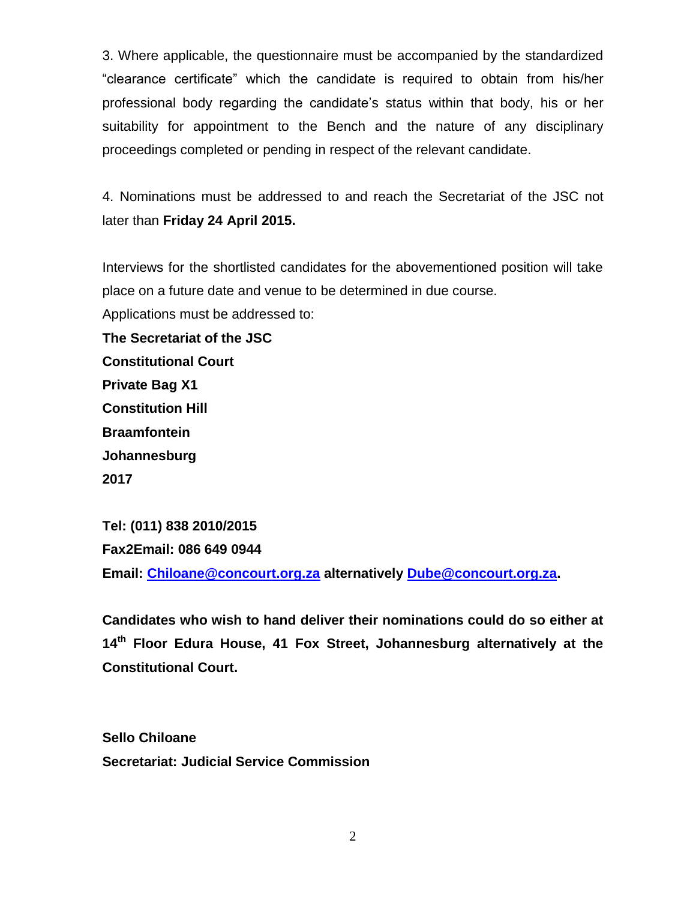3. Where applicable, the questionnaire must be accompanied by the standardized "clearance certificate" which the candidate is required to obtain from his/her professional body regarding the candidate's status within that body, his or her suitability for appointment to the Bench and the nature of any disciplinary proceedings completed or pending in respect of the relevant candidate.

4. Nominations must be addressed to and reach the Secretariat of the JSC not later than **Friday 24 April 2015.**

Interviews for the shortlisted candidates for the abovementioned position will take place on a future date and venue to be determined in due course.

Applications must be addressed to:

**The Secretariat of the JSC**
**Constitutional Court**
**Private Bag X1**
**Constitution Hill**
**Braamfontein**
**Johannesburg**
**2017**

**Tel: (011) 838 2010/2015**
**Fax2Email: 086 649 0944**
**Email: Chiloane@concourt.org.za alternatively Dube@concourt.org.za.**

**Candidates who wish to hand deliver their nominations could do so either at 14th Floor Edura House, 41 Fox Street, Johannesburg alternatively at the Constitutional Court.**

**Sello Chiloane**
**Secretariat: Judicial Service Commission**